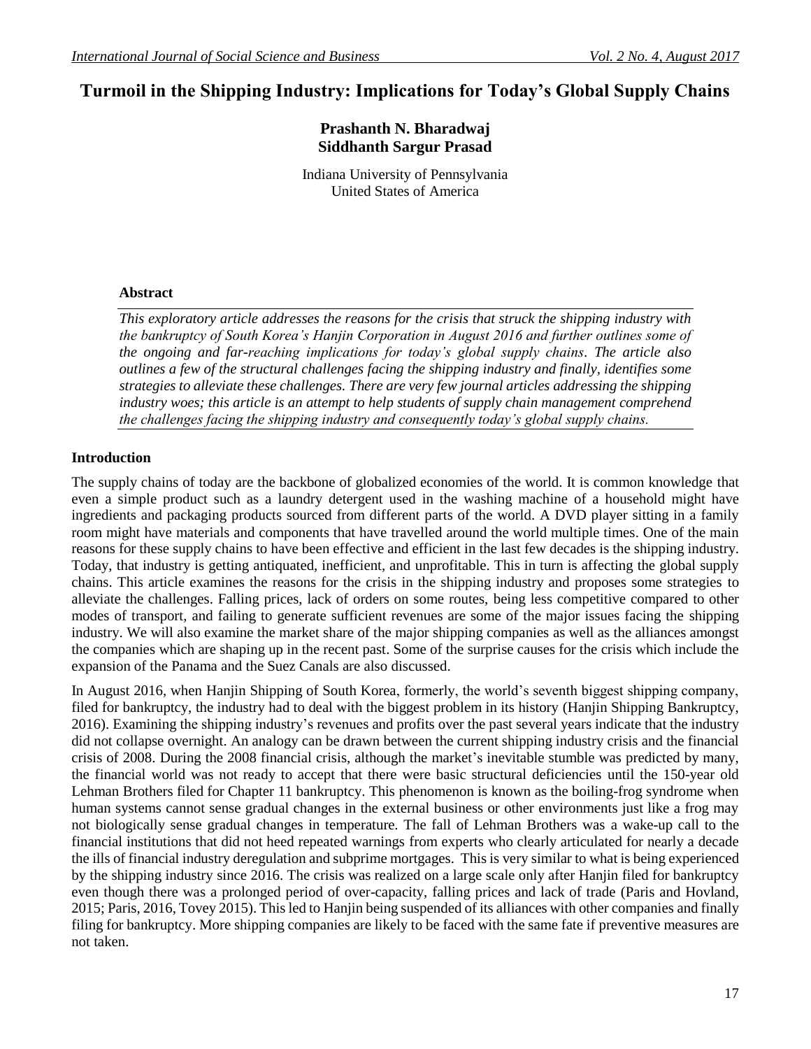# Turmoil in the Shipping Industry: Implications for Today's Global Supply Chains

**Prashanth N. Bharadwaj**
**Siddhanth Sargur Prasad**

Indiana University of Pennsylvania
United States of America

## Abstract

*This exploratory article addresses the reasons for the crisis that struck the shipping industry with the bankruptcy of South Korea's Hanjin Corporation in August 2016 and further outlines some of the ongoing and far-reaching implications for today's global supply chains. The article also outlines a few of the structural challenges facing the shipping industry and finally, identifies some strategies to alleviate these challenges. There are very few journal articles addressing the shipping industry woes; this article is an attempt to help students of supply chain management comprehend the challenges facing the shipping industry and consequently today's global supply chains.*

## Introduction

The supply chains of today are the backbone of globalized economies of the world. It is common knowledge that even a simple product such as a laundry detergent used in the washing machine of a household might have ingredients and packaging products sourced from different parts of the world. A DVD player sitting in a family room might have materials and components that have travelled around the world multiple times. One of the main reasons for these supply chains to have been effective and efficient in the last few decades is the shipping industry. Today, that industry is getting antiquated, inefficient, and unprofitable. This in turn is affecting the global supply chains. This article examines the reasons for the crisis in the shipping industry and proposes some strategies to alleviate the challenges. Falling prices, lack of orders on some routes, being less competitive compared to other modes of transport, and failing to generate sufficient revenues are some of the major issues facing the shipping industry. We will also examine the market share of the major shipping companies as well as the alliances amongst the companies which are shaping up in the recent past. Some of the surprise causes for the crisis which include the expansion of the Panama and the Suez Canals are also discussed.

In August 2016, when Hanjin Shipping of South Korea, formerly, the world's seventh biggest shipping company, filed for bankruptcy, the industry had to deal with the biggest problem in its history (Hanjin Shipping Bankruptcy, 2016). Examining the shipping industry's revenues and profits over the past several years indicate that the industry did not collapse overnight. An analogy can be drawn between the current shipping industry crisis and the financial crisis of 2008. During the 2008 financial crisis, although the market's inevitable stumble was predicted by many, the financial world was not ready to accept that there were basic structural deficiencies until the 150-year old Lehman Brothers filed for Chapter 11 bankruptcy. This phenomenon is known as the boiling-frog syndrome when human systems cannot sense gradual changes in the external business or other environments just like a frog may not biologically sense gradual changes in temperature. The fall of Lehman Brothers was a wake-up call to the financial institutions that did not heed repeated warnings from experts who clearly articulated for nearly a decade the ills of financial industry deregulation and subprime mortgages. This is very similar to what is being experienced by the shipping industry since 2016. The crisis was realized on a large scale only after Hanjin filed for bankruptcy even though there was a prolonged period of over-capacity, falling prices and lack of trade (Paris and Hovland, 2015; Paris, 2016, Tovey 2015). This led to Hanjin being suspended of its alliances with other companies and finally filing for bankruptcy. More shipping companies are likely to be faced with the same fate if preventive measures are not taken.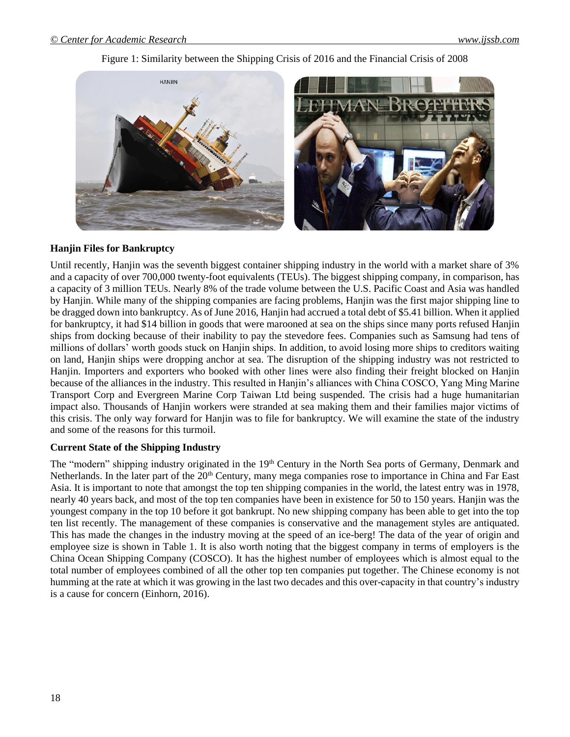Figure 1: Similarity between the Shipping Crisis of 2016 and the Financial Crisis of 2008

**Hanjin Files for Bankruptcy**

Until recently, Hanjin was the seventh biggest container shipping industry in the world with a market share of 3% and a capacity of over 700,000 twenty-foot equivalents (TEUs). The biggest shipping company, in comparison, has a capacity of 3 million TEUs. Nearly 8% of the trade volume between the U.S. Pacific Coast and Asia was handled by Hanjin. While many of the shipping companies are facing problems, Hanjin was the first major shipping line to be dragged down into bankruptcy. As of June 2016, Hanjin had accrued a total debt of \$5.41 billion. When it applied for bankruptcy, it had \$14 billion in goods that were marooned at sea on the ships since many ports refused Hanjin ships from docking because of their inability to pay the stevedore fees. Companies such as Samsung had tens of millions of dollars' worth goods stuck on Hanjin ships. In addition, to avoid losing more ships to creditors waiting on land, Hanjin ships were dropping anchor at sea. The disruption of the shipping industry was not restricted to Hanjin. Importers and exporters who booked with other lines were also finding their freight blocked on Hanjin because of the alliances in the industry. This resulted in Hanjin's alliances with China COSCO, Yang Ming Marine Transport Corp and Evergreen Marine Corp Taiwan Ltd being suspended. The crisis had a huge humanitarian impact also. Thousands of Hanjin workers were stranded at sea making them and their families major victims of this crisis. The only way forward for Hanjin was to file for bankruptcy. We will examine the state of the industry and some of the reasons for this turmoil.

**Current State of the Shipping Industry**

The "modern" shipping industry originated in the 19th Century in the North Sea ports of Germany, Denmark and Netherlands. In the later part of the 20th Century, many mega companies rose to importance in China and Far East Asia. It is important to note that amongst the top ten shipping companies in the world, the latest entry was in 1978, nearly 40 years back, and most of the top ten companies have been in existence for 50 to 150 years. Hanjin was the youngest company in the top 10 before it got bankrupt. No new shipping company has been able to get into the top ten list recently. The management of these companies is conservative and the management styles are antiquated. This has made the changes in the industry moving at the speed of an ice-berg! The data of the year of origin and employee size is shown in Table 1. It is also worth noting that the biggest company in terms of employers is the China Ocean Shipping Company (COSCO). It has the highest number of employees which is almost equal to the total number of employees combined of all the other top ten companies put together. The Chinese economy is not humming at the rate at which it was growing in the last two decades and this over-capacity in that country's industry is a cause for concern (Einhorn, 2016).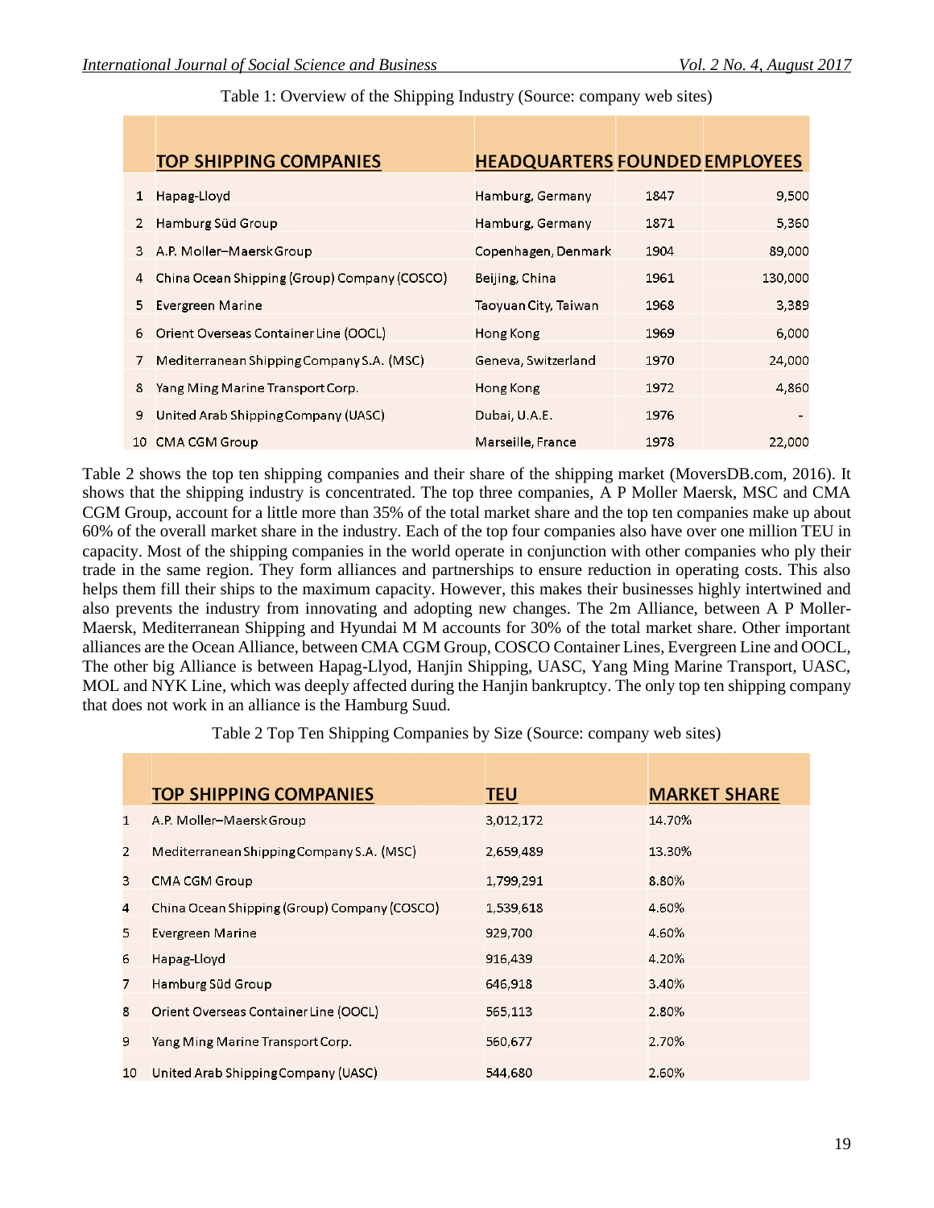Table 1: Overview of the Shipping Industry (Source: company web sites)

| | TOP SHIPPING COMPANIES | HEADQUARTERS | FOUNDED | EMPLOYEES |
|---|---|---|---|---|
| 1 | Hapag-Lloyd | Hamburg, Germany | 1847 | 9,500 |
| 2 | Hamburg Süd Group | Hamburg, Germany | 1871 | 5,360 |
| 3 | A.P. Moller–Maersk Group | Copenhagen, Denmark | 1904 | 89,000 |
| 4 | China Ocean Shipping (Group) Company (COSCO) | Beijing, China | 1961 | 130,000 |
| 5 | Evergreen Marine | Taoyuan City, Taiwan | 1968 | 3,389 |
| 6 | Orient Overseas Container Line (OOCL) | Hong Kong | 1969 | 6,000 |
| 7 | Mediterranean Shipping Company S.A. (MSC) | Geneva, Switzerland | 1970 | 24,000 |
| 8 | Yang Ming Marine Transport Corp. | Hong Kong | 1972 | 4,860 |
| 9 | United Arab Shipping Company (UASC) | Dubai, U.A.E. | 1976 | - |
| 10 | CMA CGM Group | Marseille, France | 1978 | 22,000 |

Table 2 shows the top ten shipping companies and their share of the shipping market (MoversDB.com, 2016). It shows that the shipping industry is concentrated. The top three companies, A P Moller Maersk, MSC and CMA CGM Group, account for a little more than 35% of the total market share and the top ten companies make up about 60% of the overall market share in the industry. Each of the top four companies also have over one million TEU in capacity. Most of the shipping companies in the world operate in conjunction with other companies who ply their trade in the same region. They form alliances and partnerships to ensure reduction in operating costs. This also helps them fill their ships to the maximum capacity. However, this makes their businesses highly intertwined and also prevents the industry from innovating and adopting new changes. The 2m Alliance, between A P Moller-Maersk, Mediterranean Shipping and Hyundai M M accounts for 30% of the total market share. Other important alliances are the Ocean Alliance, between CMA CGM Group, COSCO Container Lines, Evergreen Line and OOCL, The other big Alliance is between Hapag-Llyod, Hanjin Shipping, UASC, Yang Ming Marine Transport, UASC, MOL and NYK Line, which was deeply affected during the Hanjin bankruptcy. The only top ten shipping company that does not work in an alliance is the Hamburg Suud.

Table 2 Top Ten Shipping Companies by Size (Source: company web sites)

| | TOP SHIPPING COMPANIES | TEU | MARKET SHARE |
|---|---|---|---|
| 1 | A.P. Moller–Maersk Group | 3,012,172 | 14.70% |
| 2 | Mediterranean Shipping Company S.A. (MSC) | 2,659,489 | 13.30% |
| 3 | CMA CGM Group | 1,799,291 | 8.80% |
| 4 | China Ocean Shipping (Group) Company (COSCO) | 1,539,618 | 4.60% |
| 5 | Evergreen Marine | 929,700 | 4.60% |
| 6 | Hapag-Lloyd | 916,439 | 4.20% |
| 7 | Hamburg Süd Group | 646,918 | 3.40% |
| 8 | Orient Overseas Container Line (OOCL) | 565,113 | 2.80% |
| 9 | Yang Ming Marine Transport Corp. | 560,677 | 2.70% |
| 10 | United Arab Shipping Company (UASC) | 544,680 | 2.60% |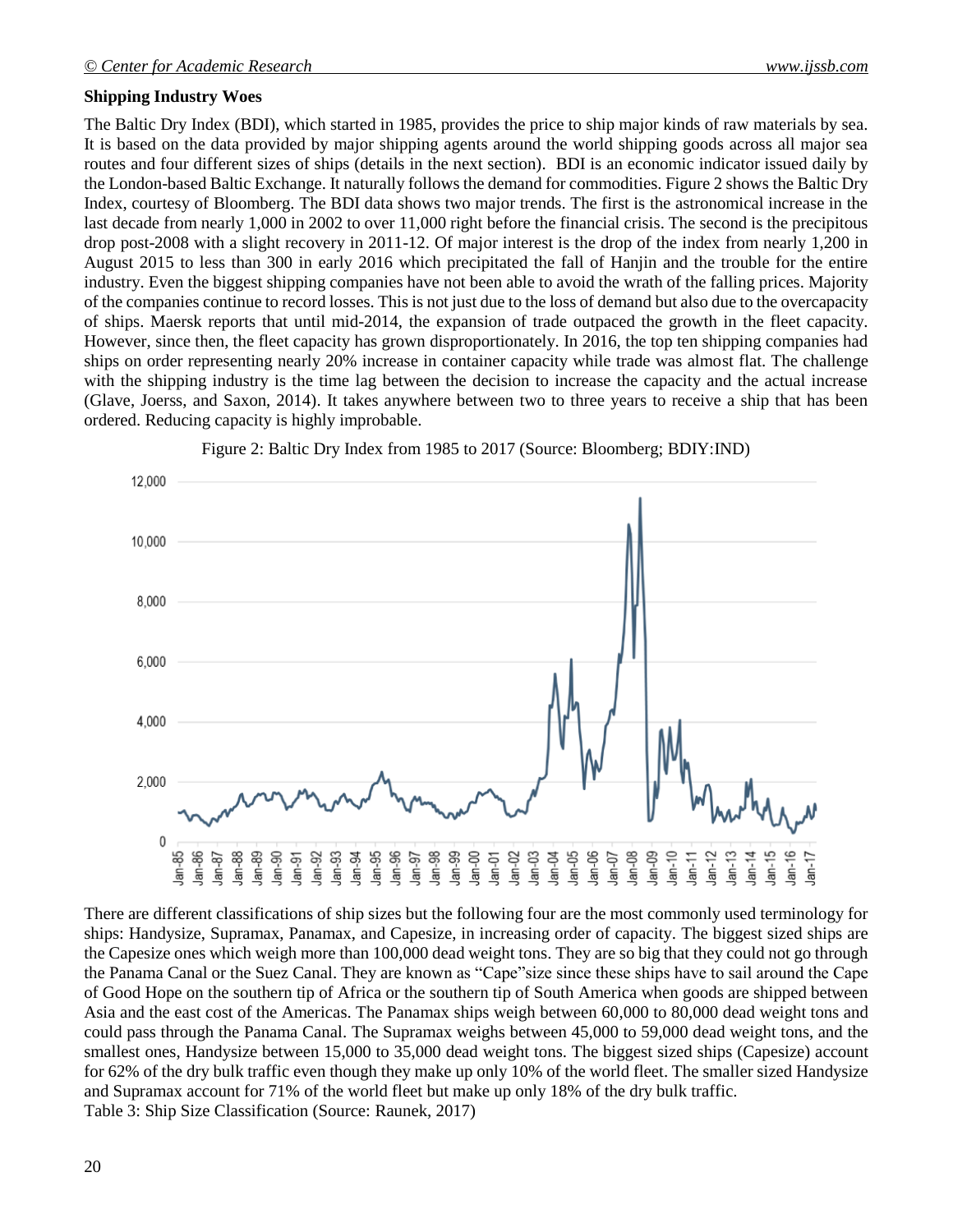**Shipping Industry Woes**

The Baltic Dry Index (BDI), which started in 1985, provides the price to ship major kinds of raw materials by sea. It is based on the data provided by major shipping agents around the world shipping goods across all major sea routes and four different sizes of ships (details in the next section). BDI is an economic indicator issued daily by the London-based Baltic Exchange. It naturally follows the demand for commodities. Figure 2 shows the Baltic Dry Index, courtesy of Bloomberg. The BDI data shows two major trends. The first is the astronomical increase in the last decade from nearly 1,000 in 2002 to over 11,000 right before the financial crisis. The second is the precipitous drop post-2008 with a slight recovery in 2011-12. Of major interest is the drop of the index from nearly 1,200 in August 2015 to less than 300 in early 2016 which precipitated the fall of Hanjin and the trouble for the entire industry. Even the biggest shipping companies have not been able to avoid the wrath of the falling prices. Majority of the companies continue to record losses. This is not just due to the loss of demand but also due to the overcapacity of ships. Maersk reports that until mid-2014, the expansion of trade outpaced the growth in the fleet capacity. However, since then, the fleet capacity has grown disproportionately. In 2016, the top ten shipping companies had ships on order representing nearly 20% increase in container capacity while trade was almost flat. The challenge with the shipping industry is the time lag between the decision to increase the capacity and the actual increase (Glave, Joerss, and Saxon, 2014). It takes anywhere between two to three years to receive a ship that has been ordered. Reducing capacity is highly improbable.

Figure 2: Baltic Dry Index from 1985 to 2017 (Source: Bloomberg; BDIY:IND)

There are different classifications of ship sizes but the following four are the most commonly used terminology for ships: Handysize, Supramax, Panamax, and Capesize, in increasing order of capacity. The biggest sized ships are the Capesize ones which weigh more than 100,000 dead weight tons. They are so big that they could not go through the Panama Canal or the Suez Canal. They are known as "Cape"size since these ships have to sail around the Cape of Good Hope on the southern tip of Africa or the southern tip of South America when goods are shipped between Asia and the east cost of the Americas. The Panamax ships weigh between 60,000 to 80,000 dead weight tons and could pass through the Panama Canal. The Supramax weighs between 45,000 to 59,000 dead weight tons, and the smallest ones, Handysize between 15,000 to 35,000 dead weight tons. The biggest sized ships (Capesize) account for 62% of the dry bulk traffic even though they make up only 10% of the world fleet. The smaller sized Handysize and Supramax account for 71% of the world fleet but make up only 18% of the dry bulk traffic.

Table 3: Ship Size Classification (Source: Raunek, 2017)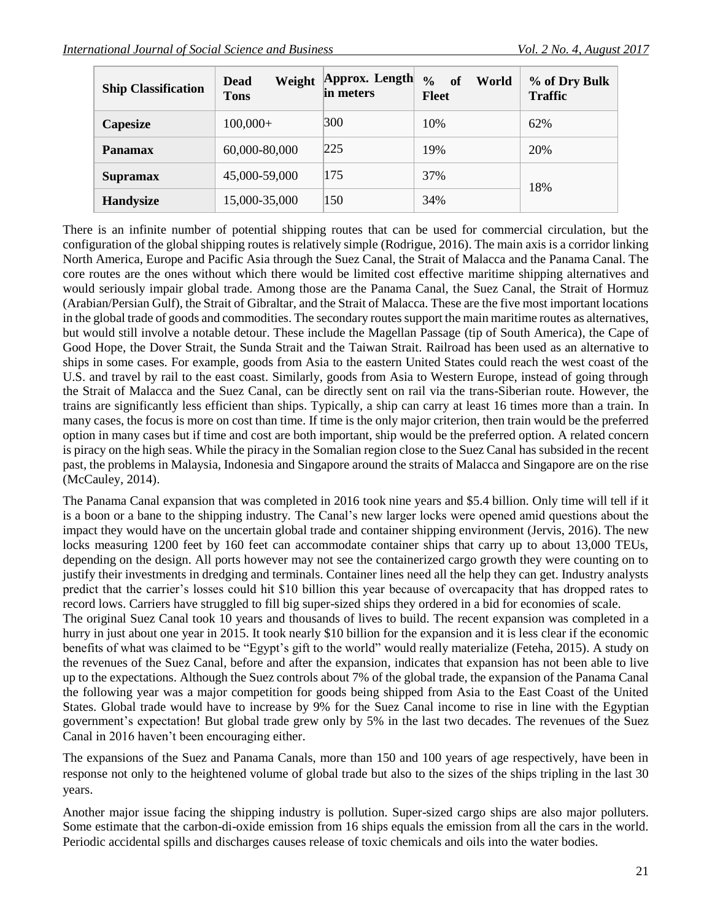| Ship Classification | Dead Weight Tons | Approx. Length in meters | % of World Fleet | % of Dry Bulk Traffic |
|---|---|---|---|---|
| **Capesize** | 100,000+ | 300 | 10% | 62% |
| **Panamax** | 60,000-80,000 | 225 | 19% | 20% |
| **Supramax** | 45,000-59,000 | 175 | 37% | 18% |
| **Handysize** | 15,000-35,000 | 150 | 34% | |

There is an infinite number of potential shipping routes that can be used for commercial circulation, but the configuration of the global shipping routes is relatively simple (Rodrigue, 2016). The main axis is a corridor linking North America, Europe and Pacific Asia through the Suez Canal, the Strait of Malacca and the Panama Canal. The core routes are the ones without which there would be limited cost effective maritime shipping alternatives and would seriously impair global trade. Among those are the Panama Canal, the Suez Canal, the Strait of Hormuz (Arabian/Persian Gulf), the Strait of Gibraltar, and the Strait of Malacca. These are the five most important locations in the global trade of goods and commodities. The secondary routes support the main maritime routes as alternatives, but would still involve a notable detour. These include the Magellan Passage (tip of South America), the Cape of Good Hope, the Dover Strait, the Sunda Strait and the Taiwan Strait. Railroad has been used as an alternative to ships in some cases. For example, goods from Asia to the eastern United States could reach the west coast of the U.S. and travel by rail to the east coast. Similarly, goods from Asia to Western Europe, instead of going through the Strait of Malacca and the Suez Canal, can be directly sent on rail via the trans-Siberian route. However, the trains are significantly less efficient than ships. Typically, a ship can carry at least 16 times more than a train. In many cases, the focus is more on cost than time. If time is the only major criterion, then train would be the preferred option in many cases but if time and cost are both important, ship would be the preferred option. A related concern is piracy on the high seas. While the piracy in the Somalian region close to the Suez Canal has subsided in the recent past, the problems in Malaysia, Indonesia and Singapore around the straits of Malacca and Singapore are on the rise (McCauley, 2014).

The Panama Canal expansion that was completed in 2016 took nine years and $5.4 billion. Only time will tell if it is a boon or a bane to the shipping industry. The Canal's new larger locks were opened amid questions about the impact they would have on the uncertain global trade and container shipping environment (Jervis, 2016). The new locks measuring 1200 feet by 160 feet can accommodate container ships that carry up to about 13,000 TEUs, depending on the design. All ports however may not see the containerized cargo growth they were counting on to justify their investments in dredging and terminals. Container lines need all the help they can get. Industry analysts predict that the carrier's losses could hit $10 billion this year because of overcapacity that has dropped rates to record lows. Carriers have struggled to fill big super-sized ships they ordered in a bid for economies of scale.

The original Suez Canal took 10 years and thousands of lives to build. The recent expansion was completed in a hurry in just about one year in 2015. It took nearly $10 billion for the expansion and it is less clear if the economic benefits of what was claimed to be "Egypt's gift to the world" would really materialize (Feteha, 2015). A study on the revenues of the Suez Canal, before and after the expansion, indicates that expansion has not been able to live up to the expectations. Although the Suez controls about 7% of the global trade, the expansion of the Panama Canal the following year was a major competition for goods being shipped from Asia to the East Coast of the United States. Global trade would have to increase by 9% for the Suez Canal income to rise in line with the Egyptian government's expectation! But global trade grew only by 5% in the last two decades. The revenues of the Suez Canal in 2016 haven't been encouraging either.

The expansions of the Suez and Panama Canals, more than 150 and 100 years of age respectively, have been in response not only to the heightened volume of global trade but also to the sizes of the ships tripling in the last 30 years.

Another major issue facing the shipping industry is pollution. Super-sized cargo ships are also major polluters. Some estimate that the carbon-di-oxide emission from 16 ships equals the emission from all the cars in the world. Periodic accidental spills and discharges causes release of toxic chemicals and oils into the water bodies.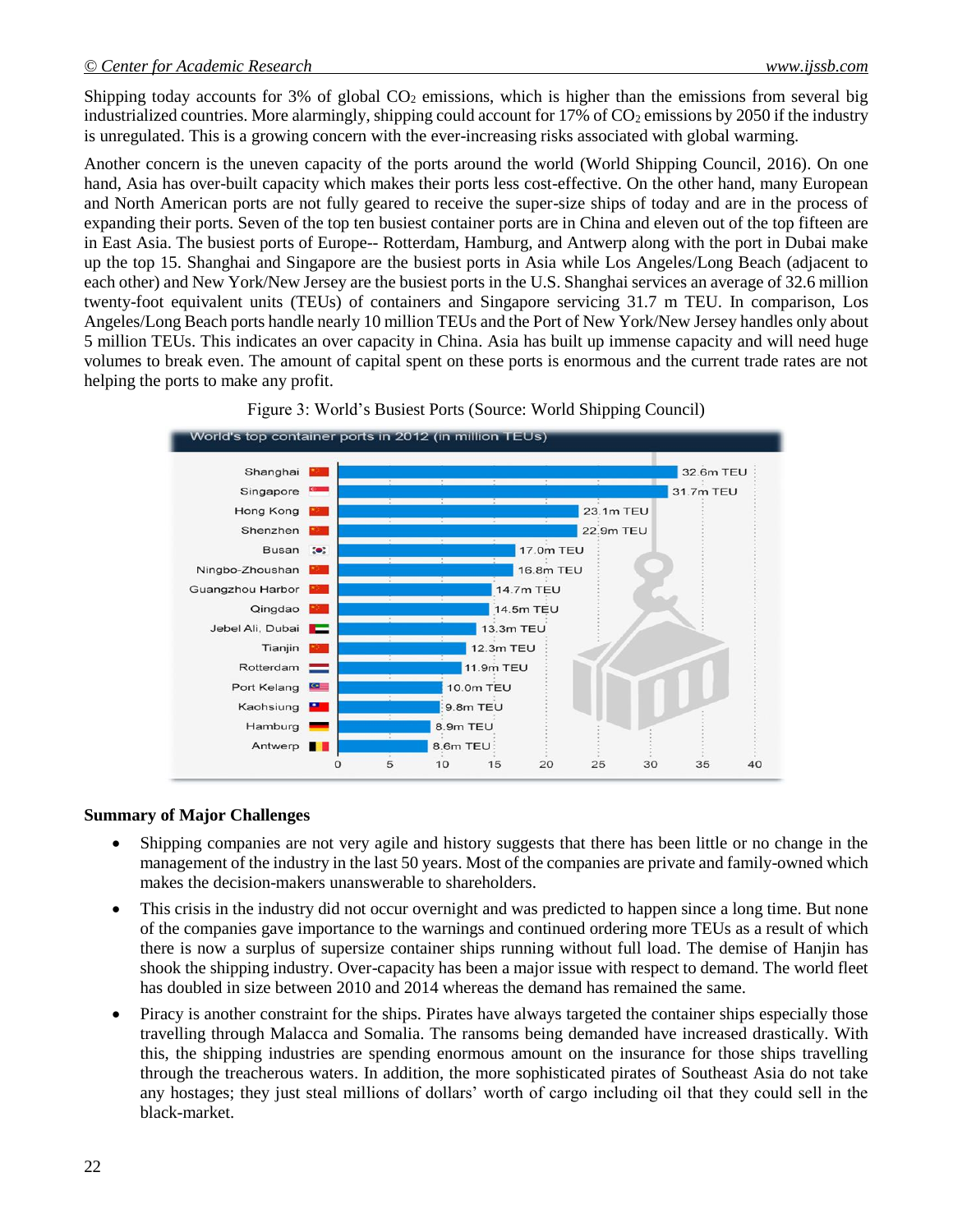Shipping today accounts for 3% of global $CO_2$ emissions, which is higher than the emissions from several big industrialized countries. More alarmingly, shipping could account for 17% of $CO_2$ emissions by 2050 if the industry is unregulated. This is a growing concern with the ever-increasing risks associated with global warming.

Another concern is the uneven capacity of the ports around the world (World Shipping Council, 2016). On one hand, Asia has over-built capacity which makes their ports less cost-effective. On the other hand, many European and North American ports are not fully geared to receive the super-size ships of today and are in the process of expanding their ports. Seven of the top ten busiest container ports are in China and eleven out of the top fifteen are in East Asia. The busiest ports of Europe-- Rotterdam, Hamburg, and Antwerp along with the port in Dubai make up the top 15. Shanghai and Singapore are the busiest ports in Asia while Los Angeles/Long Beach (adjacent to each other) and New York/New Jersey are the busiest ports in the U.S. Shanghai services an average of 32.6 million twenty-foot equivalent units (TEUs) of containers and Singapore servicing 31.7 m TEU. In comparison, Los Angeles/Long Beach ports handle nearly 10 million TEUs and the Port of New York/New Jersey handles only about 5 million TEUs. This indicates an over capacity in China. Asia has built up immense capacity and will need huge volumes to break even. The amount of capital spent on these ports is enormous and the current trade rates are not helping the ports to make any profit.

Figure 3: World's Busiest Ports (Source: World Shipping Council)

World's top container ports in 2012 (in million TEUs)

| Port | TEU |
|---|---|
| Shanghai | 32.6m TEU |
| Singapore | 31.7m TEU |
| Hong Kong | 23.1m TEU |
| Shenzhen | 22.9m TEU |
| Busan | 17.0m TEU |
| Ningbo-Zhoushan | 16.8m TEU |
| Guangzhou Harbor | 14.7m TEU |
| Qingdao | 14.5m TEU |
| Jebel Ali, Dubai | 13.3m TEU |
| Tianjin | 12.3m TEU |
| Rotterdam | 11.9m TEU |
| Port Kelang | 10.0m TEU |
| Kaohsiung | 9.8m TEU |
| Hamburg | 8.9m TEU |
| Antwerp | 8.6m TEU |

**Summary of Major Challenges**

- Shipping companies are not very agile and history suggests that there has been little or no change in the management of the industry in the last 50 years. Most of the companies are private and family-owned which makes the decision-makers unanswerable to shareholders.
- This crisis in the industry did not occur overnight and was predicted to happen since a long time. But none of the companies gave importance to the warnings and continued ordering more TEUs as a result of which there is now a surplus of supersize container ships running without full load. The demise of Hanjin has shook the shipping industry. Over-capacity has been a major issue with respect to demand. The world fleet has doubled in size between 2010 and 2014 whereas the demand has remained the same.
- Piracy is another constraint for the ships. Pirates have always targeted the container ships especially those travelling through Malacca and Somalia. The ransoms being demanded have increased drastically. With this, the shipping industries are spending enormous amount on the insurance for those ships travelling through the treacherous waters. In addition, the more sophisticated pirates of Southeast Asia do not take any hostages; they just steal millions of dollars' worth of cargo including oil that they could sell in the black-market.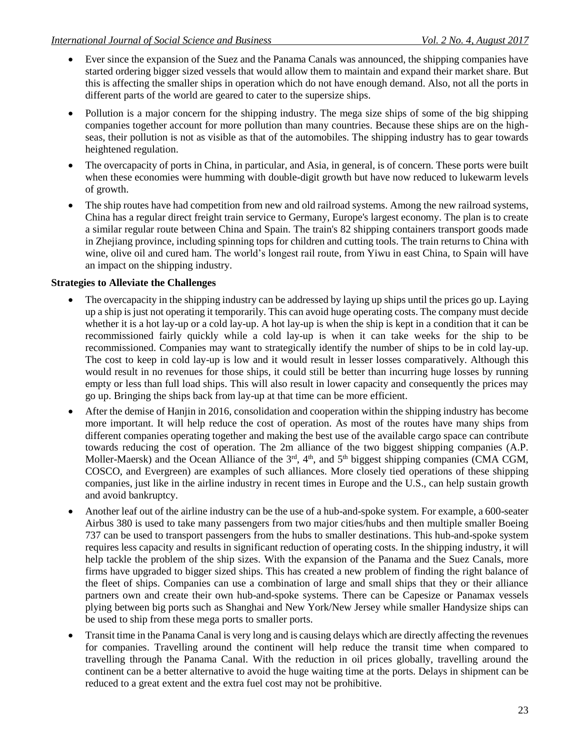- Ever since the expansion of the Suez and the Panama Canals was announced, the shipping companies have started ordering bigger sized vessels that would allow them to maintain and expand their market share. But this is affecting the smaller ships in operation which do not have enough demand. Also, not all the ports in different parts of the world are geared to cater to the supersize ships.
- Pollution is a major concern for the shipping industry. The mega size ships of some of the big shipping companies together account for more pollution than many countries. Because these ships are on the high-seas, their pollution is not as visible as that of the automobiles. The shipping industry has to gear towards heightened regulation.
- The overcapacity of ports in China, in particular, and Asia, in general, is of concern. These ports were built when these economies were humming with double-digit growth but have now reduced to lukewarm levels of growth.
- The ship routes have had competition from new and old railroad systems. Among the new railroad systems, China has a regular direct freight train service to Germany, Europe's largest economy. The plan is to create a similar regular route between China and Spain. The train's 82 shipping containers transport goods made in Zhejiang province, including spinning tops for children and cutting tools. The train returns to China with wine, olive oil and cured ham. The world's longest rail route, from Yiwu in east China, to Spain will have an impact on the shipping industry.

**Strategies to Alleviate the Challenges**

- The overcapacity in the shipping industry can be addressed by laying up ships until the prices go up. Laying up a ship is just not operating it temporarily. This can avoid huge operating costs. The company must decide whether it is a hot lay-up or a cold lay-up. A hot lay-up is when the ship is kept in a condition that it can be recommissioned fairly quickly while a cold lay-up is when it can take weeks for the ship to be recommissioned. Companies may want to strategically identify the number of ships to be in cold lay-up. The cost to keep in cold lay-up is low and it would result in lesser losses comparatively. Although this would result in no revenues for those ships, it could still be better than incurring huge losses by running empty or less than full load ships. This will also result in lower capacity and consequently the prices may go up. Bringing the ships back from lay-up at that time can be more efficient.
- After the demise of Hanjin in 2016, consolidation and cooperation within the shipping industry has become more important. It will help reduce the cost of operation. As most of the routes have many ships from different companies operating together and making the best use of the available cargo space can contribute towards reducing the cost of operation. The 2m alliance of the two biggest shipping companies (A.P. Moller-Maersk) and the Ocean Alliance of the 3rd, 4th, and 5th biggest shipping companies (CMA CGM, COSCO, and Evergreen) are examples of such alliances. More closely tied operations of these shipping companies, just like in the airline industry in recent times in Europe and the U.S., can help sustain growth and avoid bankruptcy.
- Another leaf out of the airline industry can be the use of a hub-and-spoke system. For example, a 600-seater Airbus 380 is used to take many passengers from two major cities/hubs and then multiple smaller Boeing 737 can be used to transport passengers from the hubs to smaller destinations. This hub-and-spoke system requires less capacity and results in significant reduction of operating costs. In the shipping industry, it will help tackle the problem of the ship sizes. With the expansion of the Panama and the Suez Canals, more firms have upgraded to bigger sized ships. This has created a new problem of finding the right balance of the fleet of ships. Companies can use a combination of large and small ships that they or their alliance partners own and create their own hub-and-spoke systems. There can be Capesize or Panamax vessels plying between big ports such as Shanghai and New York/New Jersey while smaller Handysize ships can be used to ship from these mega ports to smaller ports.
- Transit time in the Panama Canal is very long and is causing delays which are directly affecting the revenues for companies. Travelling around the continent will help reduce the transit time when compared to travelling through the Panama Canal. With the reduction in oil prices globally, travelling around the continent can be a better alternative to avoid the huge waiting time at the ports. Delays in shipment can be reduced to a great extent and the extra fuel cost may not be prohibitive.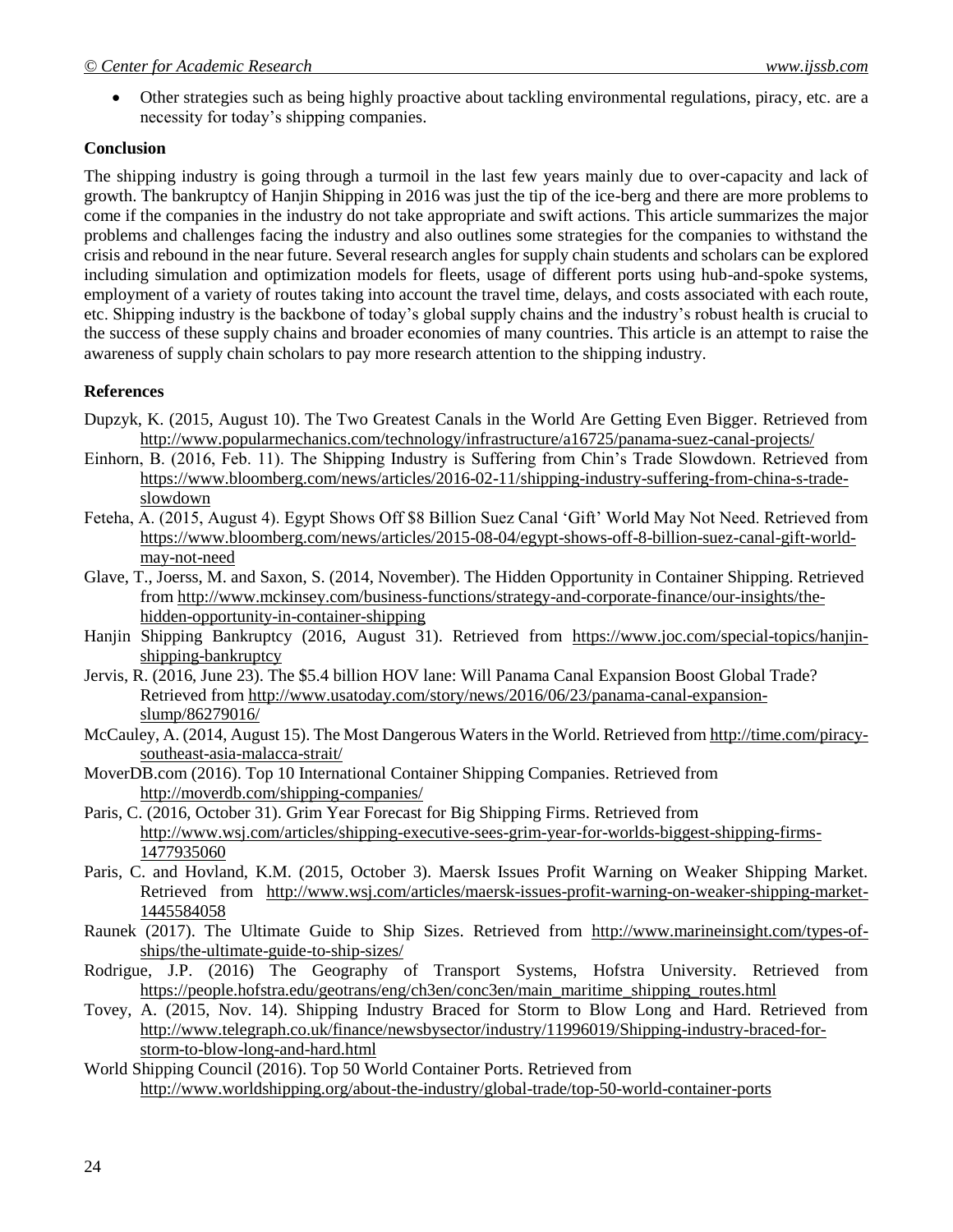- Other strategies such as being highly proactive about tackling environmental regulations, piracy, etc. are a necessity for today's shipping companies.

## Conclusion

The shipping industry is going through a turmoil in the last few years mainly due to over-capacity and lack of growth. The bankruptcy of Hanjin Shipping in 2016 was just the tip of the ice-berg and there are more problems to come if the companies in the industry do not take appropriate and swift actions. This article summarizes the major problems and challenges facing the industry and also outlines some strategies for the companies to withstand the crisis and rebound in the near future. Several research angles for supply chain students and scholars can be explored including simulation and optimization models for fleets, usage of different ports using hub-and-spoke systems, employment of a variety of routes taking into account the travel time, delays, and costs associated with each route, etc. Shipping industry is the backbone of today's global supply chains and the industry's robust health is crucial to the success of these supply chains and broader economies of many countries. This article is an attempt to raise the awareness of supply chain scholars to pay more research attention to the shipping industry.

## References

Dupzyk, K. (2015, August 10). The Two Greatest Canals in the World Are Getting Even Bigger. Retrieved from http://www.popularmechanics.com/technology/infrastructure/a16725/panama-suez-canal-projects/

Einhorn, B. (2016, Feb. 11). The Shipping Industry is Suffering from Chin's Trade Slowdown. Retrieved from https://www.bloomberg.com/news/articles/2016-02-11/shipping-industry-suffering-from-china-s-trade-slowdown

Feteha, A. (2015, August 4). Egypt Shows Off $8 Billion Suez Canal 'Gift' World May Not Need. Retrieved from https://www.bloomberg.com/news/articles/2015-08-04/egypt-shows-off-8-billion-suez-canal-gift-world-may-not-need

Glave, T., Joerss, M. and Saxon, S. (2014, November). The Hidden Opportunity in Container Shipping. Retrieved from http://www.mckinsey.com/business-functions/strategy-and-corporate-finance/our-insights/the-hidden-opportunity-in-container-shipping

Hanjin Shipping Bankruptcy (2016, August 31). Retrieved from https://www.joc.com/special-topics/hanjin-shipping-bankruptcy

Jervis, R. (2016, June 23). The $5.4 billion HOV lane: Will Panama Canal Expansion Boost Global Trade? Retrieved from http://www.usatoday.com/story/news/2016/06/23/panama-canal-expansion-slump/86279016/

McCauley, A. (2014, August 15). The Most Dangerous Waters in the World. Retrieved from http://time.com/piracy-southeast-asia-malacca-strait/

MoverDB.com (2016). Top 10 International Container Shipping Companies. Retrieved from http://moverdb.com/shipping-companies/

Paris, C. (2016, October 31). Grim Year Forecast for Big Shipping Firms. Retrieved from http://www.wsj.com/articles/shipping-executive-sees-grim-year-for-worlds-biggest-shipping-firms-1477935060

Paris, C. and Hovland, K.M. (2015, October 3). Maersk Issues Profit Warning on Weaker Shipping Market. Retrieved from http://www.wsj.com/articles/maersk-issues-profit-warning-on-weaker-shipping-market-1445584058

Raunek (2017). The Ultimate Guide to Ship Sizes. Retrieved from http://www.marineinsight.com/types-of-ships/the-ultimate-guide-to-ship-sizes/

Rodrigue, J.P. (2016) The Geography of Transport Systems, Hofstra University. Retrieved from https://people.hofstra.edu/geotrans/eng/ch3en/conc3en/main_maritime_shipping_routes.html

Tovey, A. (2015, Nov. 14). Shipping Industry Braced for Storm to Blow Long and Hard. Retrieved from http://www.telegraph.co.uk/finance/newsbysector/industry/11996019/Shipping-industry-braced-for-storm-to-blow-long-and-hard.html

World Shipping Council (2016). Top 50 World Container Ports. Retrieved from http://www.worldshipping.org/about-the-industry/global-trade/top-50-world-container-ports